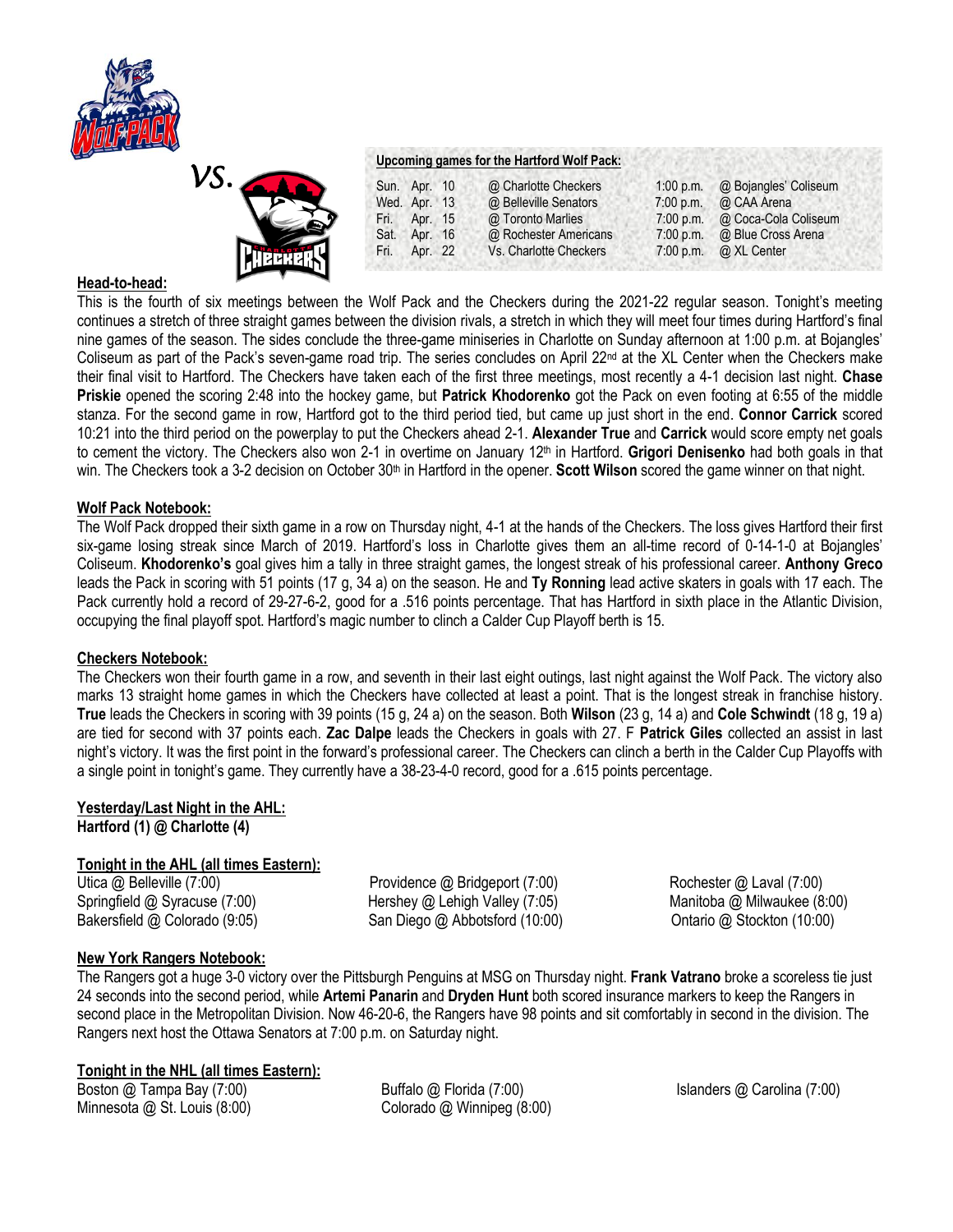vs.

**Upcoming games for the Hartford Wolf Pack:**

| | | | | |
|---|---|---|---|---|
| Sun. | Apr. 10 | @ Charlotte Checkers | 1:00 p.m. | @ Bojangles' Coliseum |
| Wed. | Apr. 13 | @ Belleville Senators | 7:00 p.m. | @ CAA Arena |
| Fri. | Apr. 15 | @ Toronto Marlies | 7:00 p.m. | @ Coca-Cola Coliseum |
| Sat. | Apr. 16 | @ Rochester Americans | 7:00 p.m. | @ Blue Cross Arena |
| Fri. | Apr. 22 | Vs. Charlotte Checkers | 7:00 p.m. | @ XL Center |

## Head-to-head:

This is the fourth of six meetings between the Wolf Pack and the Checkers during the 2021-22 regular season. Tonight's meeting continues a stretch of three straight games between the division rivals, a stretch in which they will meet four times during Hartford's final nine games of the season. The sides conclude the three-game miniseries in Charlotte on Sunday afternoon at 1:00 p.m. at Bojangles' Coliseum as part of the Pack's seven-game road trip. The series concludes on April 22nd at the XL Center when the Checkers make their final visit to Hartford. The Checkers have taken each of the first three meetings, most recently a 4-1 decision last night. **Chase Priskie** opened the scoring 2:48 into the hockey game, but **Patrick Khodorenko** got the Pack on even footing at 6:55 of the middle stanza. For the second game in row, Hartford got to the third period tied, but came up just short in the end. **Connor Carrick** scored 10:21 into the third period on the powerplay to put the Checkers ahead 2-1. **Alexander True** and **Carrick** would score empty net goals to cement the victory. The Checkers also won 2-1 in overtime on January 12th in Hartford. **Grigori Denisenko** had both goals in that win. The Checkers took a 3-2 decision on October 30th in Hartford in the opener. **Scott Wilson** scored the game winner on that night.

## Wolf Pack Notebook:

The Wolf Pack dropped their sixth game in a row on Thursday night, 4-1 at the hands of the Checkers. The loss gives Hartford their first six-game losing streak since March of 2019. Hartford's loss in Charlotte gives them an all-time record of 0-14-1-0 at Bojangles' Coliseum. **Khodorenko's** goal gives him a tally in three straight games, the longest streak of his professional career. **Anthony Greco** leads the Pack in scoring with 51 points (17 g, 34 a) on the season. He and **Ty Ronning** lead active skaters in goals with 17 each. The Pack currently hold a record of 29-27-6-2, good for a .516 points percentage. That has Hartford in sixth place in the Atlantic Division, occupying the final playoff spot. Hartford's magic number to clinch a Calder Cup Playoff berth is 15.

## Checkers Notebook:

The Checkers won their fourth game in a row, and seventh in their last eight outings, last night against the Wolf Pack. The victory also marks 13 straight home games in which the Checkers have collected at least a point. That is the longest streak in franchise history. **True** leads the Checkers in scoring with 39 points (15 g, 24 a) on the season. Both **Wilson** (23 g, 14 a) and **Cole Schwindt** (18 g, 19 a) are tied for second with 37 points each. **Zac Dalpe** leads the Checkers in goals with 27. F **Patrick Giles** collected an assist in last night's victory. It was the first point in the forward's professional career. The Checkers can clinch a berth in the Calder Cup Playoffs with a single point in tonight's game. They currently have a 38-23-4-0 record, good for a .615 points percentage.

## Yesterday/Last Night in the AHL:

**Hartford (1) @ Charlotte (4)**

## Tonight in the AHL (all times Eastern):

Utica @ Belleville (7:00)
Springfield @ Syracuse (7:00)
Bakersfield @ Colorado (9:05)
Providence @ Bridgeport (7:00)
Hershey @ Lehigh Valley (7:05)
San Diego @ Abbotsford (10:00)
Rochester @ Laval (7:00)
Manitoba @ Milwaukee (8:00)
Ontario @ Stockton (10:00)

## New York Rangers Notebook:

The Rangers got a huge 3-0 victory over the Pittsburgh Penguins at MSG on Thursday night. **Frank Vatrano** broke a scoreless tie just 24 seconds into the second period, while **Artemi Panarin** and **Dryden Hunt** both scored insurance markers to keep the Rangers in second place in the Metropolitan Division. Now 46-20-6, the Rangers have 98 points and sit comfortably in second in the division. The Rangers next host the Ottawa Senators at 7:00 p.m. on Saturday night.

## Tonight in the NHL (all times Eastern):

Boston @ Tampa Bay (7:00)
Minnesota @ St. Louis (8:00)
Buffalo @ Florida (7:00)
Colorado @ Winnipeg (8:00)
Islanders @ Carolina (7:00)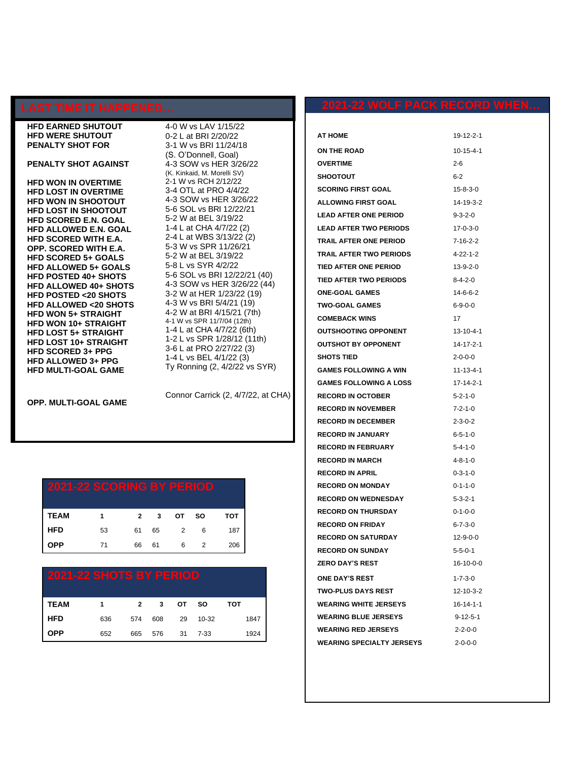## LAST TIME IT HAPPENED…

| | |
|---|---|
| **HFD EARNED SHUTOUT** | 4-0 W vs LAV 1/15/22 |
| **HFD WERE SHUTOUT** | 0-2 L at BRI 2/20/22 |
| **PENALTY SHOT FOR** | 3-1 W vs BRI 11/24/18 (S. O'Donnell, Goal) |
| **PENALTY SHOT AGAINST** | 4-3 SOW vs HER 3/26/22 (K. Kinkaid, M. Morelli SV) |
| **HFD WON IN OVERTIME** | 2-1 W vs RCH 2/12/22 |
| **HFD LOST IN OVERTIME** | 3-4 OTL at PRO 4/4/22 |
| **HFD WON IN SHOOTOUT** | 4-3 SOW vs HER 3/26/22 |
| **HFD LOST IN SHOOTOUT** | 5-6 SOL vs BRI 12/22/21 |
| **HFD SCORED E.N. GOAL** | 5-2 W at BEL 3/19/22 |
| **HFD ALLOWED E.N. GOAL** | 1-4 L at CHA 4/7/22 (2) |
| **HFD SCORED WITH E.A.** | 2-4 L at WBS 3/13/22 (2) |
| **OPP. SCORED WITH E.A.** | 5-3 W vs SPR 11/26/21 |
| **HFD SCORED 5+ GOALS** | 5-2 W at BEL 3/19/22 |
| **HFD ALLOWED 5+ GOALS** | 5-8 L vs SYR 4/2/22 |
| **HFD POSTED 40+ SHOTS** | 5-6 SOL vs BRI 12/22/21 (40) |
| **HFD ALLOWED 40+ SHOTS** | 4-3 SOW vs HER 3/26/22 (44) |
| **HFD POSTED <20 SHOTS** | 3-2 W at HER 1/23/22 (19) |
| **HFD ALLOWED <20 SHOTS** | 4-3 W vs BRI 5/4/21 (19) |
| **HFD WON 5+ STRAIGHT** | 4-2 W at BRI 4/15/21 (7th) |
| **HFD WON 10+ STRAIGHT** | 4-1 W vs SPR 11/7/04 (12th) |
| **HFD LOST 5+ STRAIGHT** | 1-4 L at CHA 4/7/22 (6th) |
| **HFD LOST 10+ STRAIGHT** | 1-2 L vs SPR 1/28/12 (11th) |
| **HFD SCORED 3+ PPG** | 3-6 L at PRO 2/27/22 (3) |
| **HFD ALLOWED 3+ PPG** | 1-4 L vs BEL 4/1/22 (3) |
| **HFD MULTI-GOAL GAME** | Ty Ronning (2, 4/2/22 vs SYR) |
| **OPP. MULTI-GOAL GAME** | Connor Carrick (2, 4/7/22, at CHA) |

## 2021-22 SCORING BY PERIOD

| TEAM | 1 | 2 | 3 | OT | SO | TOT |
|---|---|---|---|---|---|---|
| HFD | 53 | 61 | 65 | 2 | 6 | 187 |
| OPP | 71 | 66 | 61 | 6 | 2 | 206 |

## 2021-22 SHOTS BY PERIOD

| TEAM | 1 | 2 | 3 | OT | SO | TOT |
|---|---|---|---|---|---|---|
| HFD | 636 | 574 | 608 | 29 | 10-32 | 1847 |
| OPP | 652 | 665 | 576 | 31 | 7-33 | 1924 |

## 2021-22 WOLF PACK RECORD WHEN…

| | |
|---|---|
| **AT HOME** | 19-12-2-1 |
| **ON THE ROAD** | 10-15-4-1 |
| **OVERTIME** | 2-6 |
| **SHOOTOUT** | 6-2 |
| **SCORING FIRST GOAL** | 15-8-3-0 |
| **ALLOWING FIRST GOAL** | 14-19-3-2 |
| **LEAD AFTER ONE PERIOD** | 9-3-2-0 |
| **LEAD AFTER TWO PERIODS** | 17-0-3-0 |
| **TRAIL AFTER ONE PERIOD** | 7-16-2-2 |
| **TRAIL AFTER TWO PERIODS** | 4-22-1-2 |
| **TIED AFTER ONE PERIOD** | 13-9-2-0 |
| **TIED AFTER TWO PERIODS** | 8-4-2-0 |
| **ONE-GOAL GAMES** | 14-6-6-2 |
| **TWO-GOAL GAMES** | 6-9-0-0 |
| **COMEBACK WINS** | 17 |
| **OUTSHOOTING OPPONENT** | 13-10-4-1 |
| **OUTSHOT BY OPPONENT** | 14-17-2-1 |
| **SHOTS TIED** | 2-0-0-0 |
| **GAMES FOLLOWING A WIN** | 11-13-4-1 |
| **GAMES FOLLOWING A LOSS** | 17-14-2-1 |
| **RECORD IN OCTOBER** | 5-2-1-0 |
| **RECORD IN NOVEMBER** | 7-2-1-0 |
| **RECORD IN DECEMBER** | 2-3-0-2 |
| **RECORD IN JANUARY** | 6-5-1-0 |
| **RECORD IN FEBRUARY** | 5-4-1-0 |
| **RECORD IN MARCH** | 4-8-1-0 |
| **RECORD IN APRIL** | 0-3-1-0 |
| **RECORD ON MONDAY** | 0-1-1-0 |
| **RECORD ON WEDNESDAY** | 5-3-2-1 |
| **RECORD ON THURSDAY** | 0-1-0-0 |
| **RECORD ON FRIDAY** | 6-7-3-0 |
| **RECORD ON SATURDAY** | 12-9-0-0 |
| **RECORD ON SUNDAY** | 5-5-0-1 |
| **ZERO DAY'S REST** | 16-10-0-0 |
| **ONE DAY'S REST** | 1-7-3-0 |
| **TWO-PLUS DAYS REST** | 12-10-3-2 |
| **WEARING WHITE JERSEYS** | 16-14-1-1 |
| **WEARING BLUE JERSEYS** | 9-12-5-1 |
| **WEARING RED JERSEYS** | 2-2-0-0 |
| **WEARING SPECIALTY JERSEYS** | 2-0-0-0 |